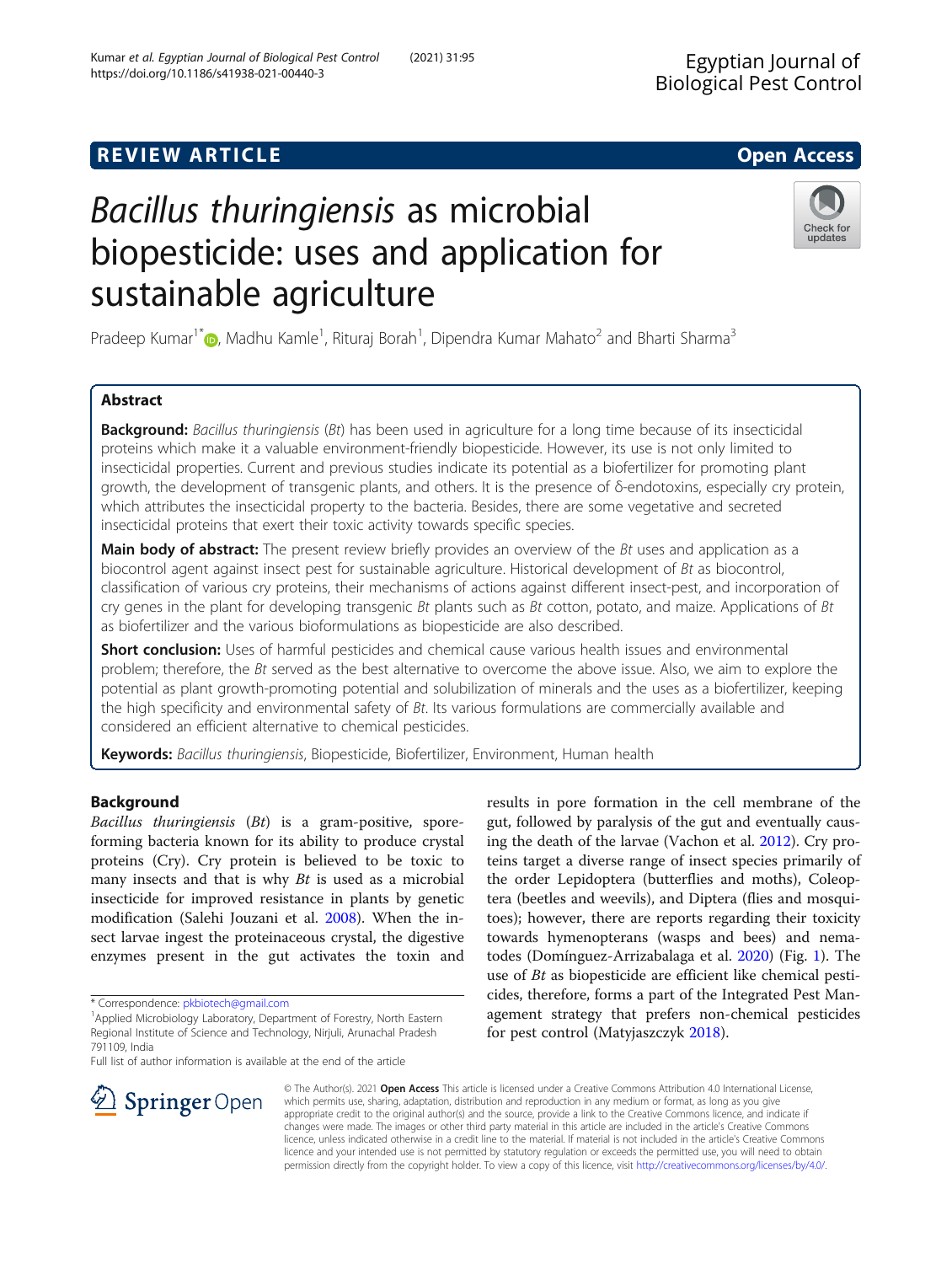REVIEW ARTICLE

Open Access

# *Bacillus thuringiensis* as microbial biopesticide: uses and application for sustainable agriculture

Pradeep Kumar[1*], Madhu Kamle[1], Rituraj Borah[1], Dipendra Kumar Mahato[2] and Bharti Sharma[3]

## Abstract

**Background:** *Bacillus thuringiensis* (*Bt*) has been used in agriculture for a long time because of its insecticidal proteins which make it a valuable environment-friendly biopesticide. However, its use is not only limited to insecticidal properties. Current and previous studies indicate its potential as a biofertilizer for promoting plant growth, the development of transgenic plants, and others. It is the presence of δ-endotoxins, especially cry protein, which attributes the insecticidal property to the bacteria. Besides, there are some vegetative and secreted insecticidal proteins that exert their toxic activity towards specific species.

**Main body of abstract:** The present review briefly provides an overview of the *Bt* uses and application as a biocontrol agent against insect pest for sustainable agriculture. Historical development of *Bt* as biocontrol, classification of various cry proteins, their mechanisms of actions against different insect-pest, and incorporation of cry genes in the plant for developing transgenic *Bt* plants such as *Bt* cotton, potato, and maize. Applications of *Bt* as biofertilizer and the various bioformulations as biopesticide are also described.

**Short conclusion:** Uses of harmful pesticides and chemical cause various health issues and environmental problem; therefore, the *Bt* served as the best alternative to overcome the above issue. Also, we aim to explore the potential as plant growth-promoting potential and solubilization of minerals and the uses as a biofertilizer, keeping the high specificity and environmental safety of *Bt*. Its various formulations are commercially available and considered an efficient alternative to chemical pesticides.

**Keywords:** *Bacillus thuringiensis*, Biopesticide, Biofertilizer, Environment, Human health

## Background

*Bacillus thuringiensis* (*Bt*) is a gram-positive, spore-forming bacteria known for its ability to produce crystal proteins (Cry). Cry protein is believed to be toxic to many insects and that is why *Bt* is used as a microbial insecticide for improved resistance in plants by genetic modification (Salehi Jouzani et al. 2008). When the insect larvae ingest the proteinaceous crystal, the digestive enzymes present in the gut activates the toxin and results in pore formation in the cell membrane of the gut, followed by paralysis of the gut and eventually causing the death of the larvae (Vachon et al. 2012). Cry proteins target a diverse range of insect species primarily of the order Lepidoptera (butterflies and moths), Coleoptera (beetles and weevils), and Diptera (flies and mosquitoes); however, there are reports regarding their toxicity towards hymenopterans (wasps and bees) and nematodes (Domínguez-Arrizabalaga et al. 2020) (Fig. 1). The use of *Bt* as biopesticide are efficient like chemical pesticides, therefore, forms a part of the Integrated Pest Management strategy that prefers non-chemical pesticides for pest control (Matyjaszczyk 2018).

\* Correspondence: pkbiotech@gmail.com

[1]Applied Microbiology Laboratory, Department of Forestry, North Eastern Regional Institute of Science and Technology, Nirjuli, Arunachal Pradesh 791109, India

Full list of author information is available at the end of the article

© The Author(s). 2021 **Open Access** This article is licensed under a Creative Commons Attribution 4.0 International License, which permits use, sharing, adaptation, distribution and reproduction in any medium or format, as long as you give appropriate credit to the original author(s) and the source, provide a link to the Creative Commons licence, and indicate if changes were made. The images or other third party material in this article are included in the article's Creative Commons licence, unless indicated otherwise in a credit line to the material. If material is not included in the article's Creative Commons licence and your intended use is not permitted by statutory regulation or exceeds the permitted use, you will need to obtain permission directly from the copyright holder. To view a copy of this licence, visit http://creativecommons.org/licenses/by/4.0/.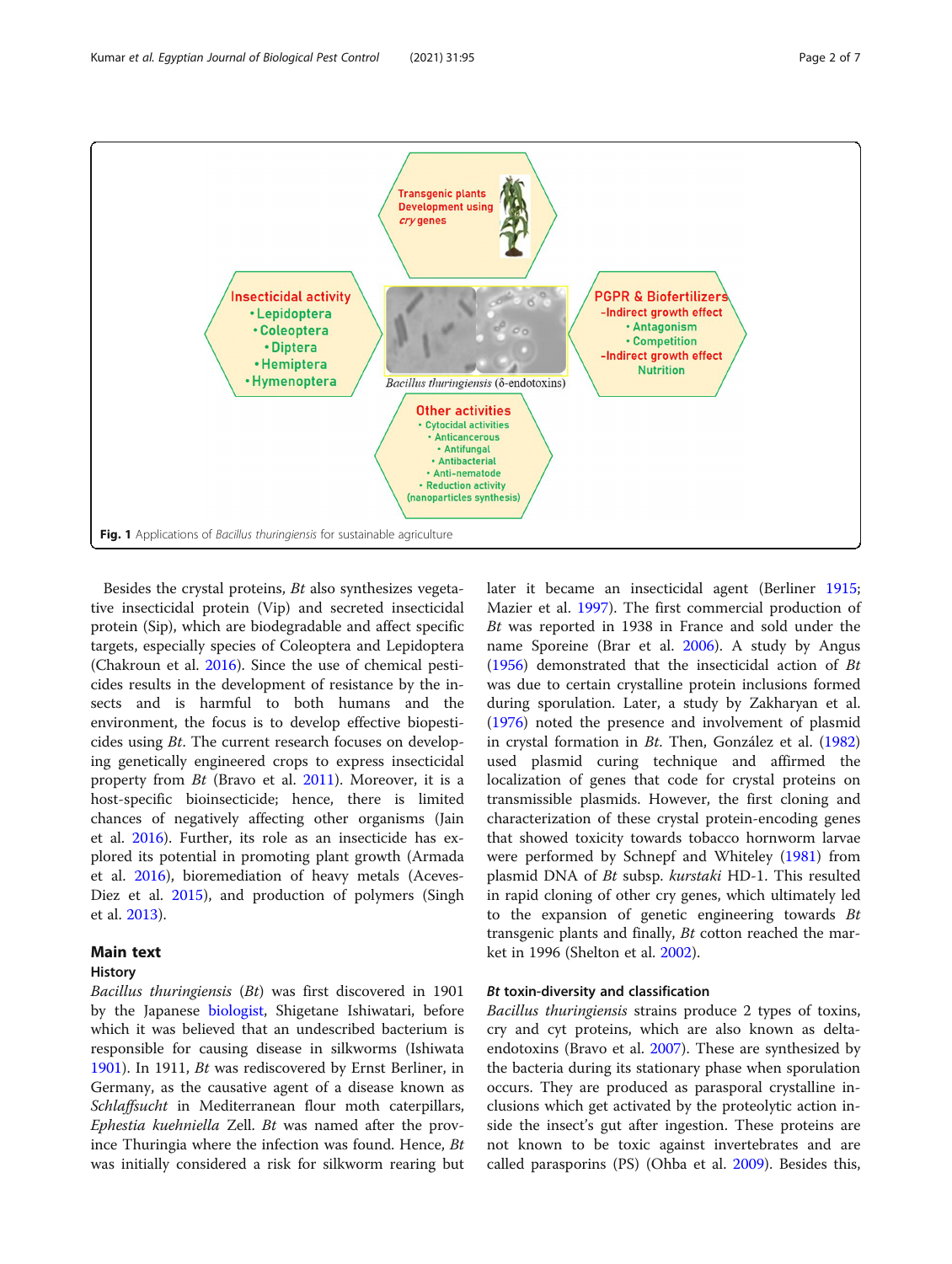Fig. 1 Applications of *Bacillus thuringiensis* for sustainable agriculture

Besides the crystal proteins, *Bt* also synthesizes vegetative insecticidal protein (Vip) and secreted insecticidal protein (Sip), which are biodegradable and affect specific targets, especially species of Coleoptera and Lepidoptera (Chakroun et al. 2016). Since the use of chemical pesticides results in the development of resistance by the insects and is harmful to both humans and the environment, the focus is to develop effective biopesticides using *Bt*. The current research focuses on developing genetically engineered crops to express insecticidal property from *Bt* (Bravo et al. 2011). Moreover, it is a host-specific bioinsecticide; hence, there is limited chances of negatively affecting other organisms (Jain et al. 2016). Further, its role as an insecticide has explored its potential in promoting plant growth (Armada et al. 2016), bioremediation of heavy metals (Aceves-Diez et al. 2015), and production of polymers (Singh et al. 2013).

## Main text

### History

*Bacillus thuringiensis* (*Bt*) was first discovered in 1901 by the Japanese biologist, Shigetane Ishiwatari, before which it was believed that an undescribed bacterium is responsible for causing disease in silkworms (Ishiwata 1901). In 1911, *Bt* was rediscovered by Ernst Berliner, in Germany, as the causative agent of a disease known as *Schlaffsucht* in Mediterranean flour moth caterpillars, *Ephestia kuehniella* Zell. *Bt* was named after the province Thuringia where the infection was found. Hence, *Bt* was initially considered a risk for silkworm rearing but later it became an insecticidal agent (Berliner 1915; Mazier et al. 1997). The first commercial production of *Bt* was reported in 1938 in France and sold under the name Sporeine (Brar et al. 2006). A study by Angus (1956) demonstrated that the insecticidal action of *Bt* was due to certain crystalline protein inclusions formed during sporulation. Later, a study by Zakharyan et al. (1976) noted the presence and involvement of plasmid in crystal formation in *Bt*. Then, González et al. (1982) used plasmid curing technique and affirmed the localization of genes that code for crystal proteins on transmissible plasmids. However, the first cloning and characterization of these crystal protein-encoding genes that showed toxicity towards tobacco hornworm larvae were performed by Schnepf and Whiteley (1981) from plasmid DNA of *Bt* subsp. *kurstaki* HD-1. This resulted in rapid cloning of other cry genes, which ultimately led to the expansion of genetic engineering towards *Bt* transgenic plants and finally, *Bt* cotton reached the market in 1996 (Shelton et al. 2002).

### *Bt* toxin-diversity and classification

*Bacillus thuringiensis* strains produce 2 types of toxins, cry and cyt proteins, which are also known as delta-endotoxins (Bravo et al. 2007). These are synthesized by the bacteria during its stationary phase when sporulation occurs. They are produced as parasporal crystalline inclusions which get activated by the proteolytic action inside the insect's gut after ingestion. These proteins are not known to be toxic against invertebrates and are called parasporins (PS) (Ohba et al. 2009). Besides this,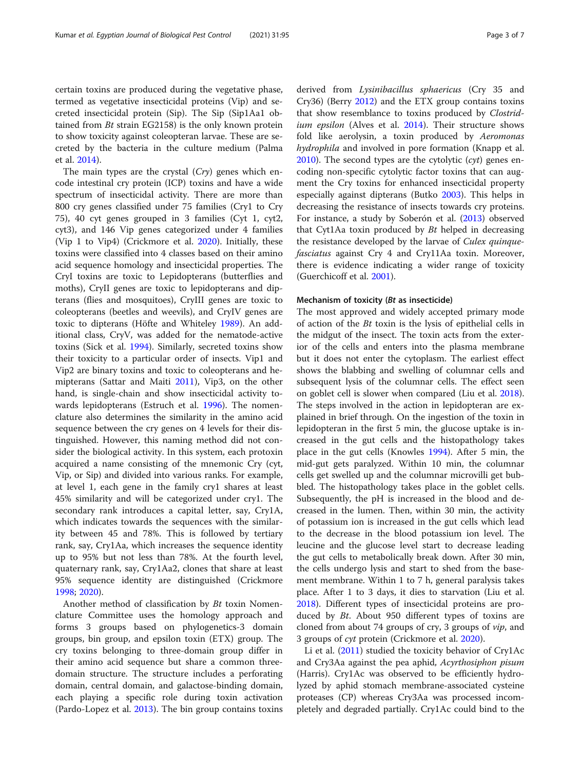certain toxins are produced during the vegetative phase, termed as vegetative insecticidal proteins (Vip) and secreted insecticidal protein (Sip). The Sip (Sip1Aa1 obtained from *Bt* strain EG2158) is the only known protein to show toxicity against coleopteran larvae. These are secreted by the bacteria in the culture medium (Palma et al. 2014).

The main types are the crystal (*Cry*) genes which encode intestinal cry protein (ICP) toxins and have a wide spectrum of insecticidal activity. There are more than 800 cry genes classified under 75 families (Cry1 to Cry 75), 40 cyt genes grouped in 3 families (Cyt 1, cyt2, cyt3), and 146 Vip genes categorized under 4 families (Vip 1 to Vip4) (Crickmore et al. 2020). Initially, these toxins were classified into 4 classes based on their amino acid sequence homology and insecticidal properties. The CryI toxins are toxic to Lepidopterans (butterflies and moths), CryII genes are toxic to lepidopterans and dipterans (flies and mosquitoes), CryIII genes are toxic to coleopterans (beetles and weevils), and CryIV genes are toxic to dipterans (Höfte and Whiteley 1989). An additional class, CryV, was added for the nematode-active toxins (Sick et al. 1994). Similarly, secreted toxins show their toxicity to a particular order of insects. Vip1 and Vip2 are binary toxins and toxic to coleopterans and hemipterans (Sattar and Maiti 2011), Vip3, on the other hand, is single-chain and show insecticidal activity towards lepidopterans (Estruch et al. 1996). The nomenclature also determines the similarity in the amino acid sequence between the cry genes on 4 levels for their distinguished. However, this naming method did not consider the biological activity. In this system, each protoxin acquired a name consisting of the mnemonic Cry (cyt, Vip, or Sip) and divided into various ranks. For example, at level 1, each gene in the family cry1 shares at least 45% similarity and will be categorized under cry1. The secondary rank introduces a capital letter, say, Cry1A, which indicates towards the sequences with the similarity between 45 and 78%. This is followed by tertiary rank, say, Cry1Aa, which increases the sequence identity up to 95% but not less than 78%. At the fourth level, quaternary rank, say, Cry1Aa2, clones that share at least 95% sequence identity are distinguished (Crickmore 1998; 2020).

Another method of classification by *Bt* toxin Nomenclature Committee uses the homology approach and forms 3 groups based on phylogenetics-3 domain groups, bin group, and epsilon toxin (ETX) group. The cry toxins belonging to three-domain group differ in their amino acid sequence but share a common three-domain structure. The structure includes a perforating domain, central domain, and galactose-binding domain, each playing a specific role during toxin activation (Pardo-Lopez et al. 2013). The bin group contains toxins derived from *Lysinibacillus sphaericus* (Cry 35 and Cry36) (Berry 2012) and the ETX group contains toxins that show resemblance to toxins produced by *Clostridium epsilon* (Alves et al. 2014). Their structure shows fold like aerolysin, a toxin produced by *Aeromonas hydrophila* and involved in pore formation (Knapp et al. 2010). The second types are the cytolytic (*cyt*) genes encoding non-specific cytolytic factor toxins that can augment the Cry toxins for enhanced insecticidal property especially against dipterans (Butko 2003). This helps in decreasing the resistance of insects towards cry proteins. For instance, a study by Soberón et al. (2013) observed that Cyt1Aa toxin produced by *Bt* helped in decreasing the resistance developed by the larvae of *Culex quinquefasciatus* against Cry 4 and Cry11Aa toxin. Moreover, there is evidence indicating a wider range of toxicity (Guerchicoff et al. 2001).

### Mechanism of toxicity (*Bt* as insecticide)

The most approved and widely accepted primary mode of action of the *Bt* toxin is the lysis of epithelial cells in the midgut of the insect. The toxin acts from the exterior of the cells and enters into the plasma membrane but it does not enter the cytoplasm. The earliest effect shows the blabbing and swelling of columnar cells and subsequent lysis of the columnar cells. The effect seen on goblet cell is slower when compared (Liu et al. 2018). The steps involved in the action in lepidopteran are explained in brief through. On the ingestion of the toxin in lepidopteran in the first 5 min, the glucose uptake is increased in the gut cells and the histopathology takes place in the gut cells (Knowles 1994). After 5 min, the mid-gut gets paralyzed. Within 10 min, the columnar cells get swelled up and the columnar microvilli get bubbled. The histopathology takes place in the goblet cells. Subsequently, the pH is increased in the blood and decreased in the lumen. Then, within 30 min, the activity of potassium ion is increased in the gut cells which lead to the decrease in the blood potassium ion level. The leucine and the glucose level start to decrease leading the gut cells to metabolically break down. After 30 min, the cells undergo lysis and start to shed from the basement membrane. Within 1 to 7 h, general paralysis takes place. After 1 to 3 days, it dies to starvation (Liu et al. 2018). Different types of insecticidal proteins are produced by *Bt*. About 950 different types of toxins are cloned from about 74 groups of cry, 3 groups of *vip*, and 3 groups of *cyt* protein (Crickmore et al. 2020).

Li et al. (2011) studied the toxicity behavior of Cry1Ac and Cry3Aa against the pea aphid, *Acyrthosiphon pisum* (Harris). Cry1Ac was observed to be efficiently hydrolyzed by aphid stomach membrane-associated cysteine proteases (CP) whereas Cry3Aa was processed incompletely and degraded partially. Cry1Ac could bind to the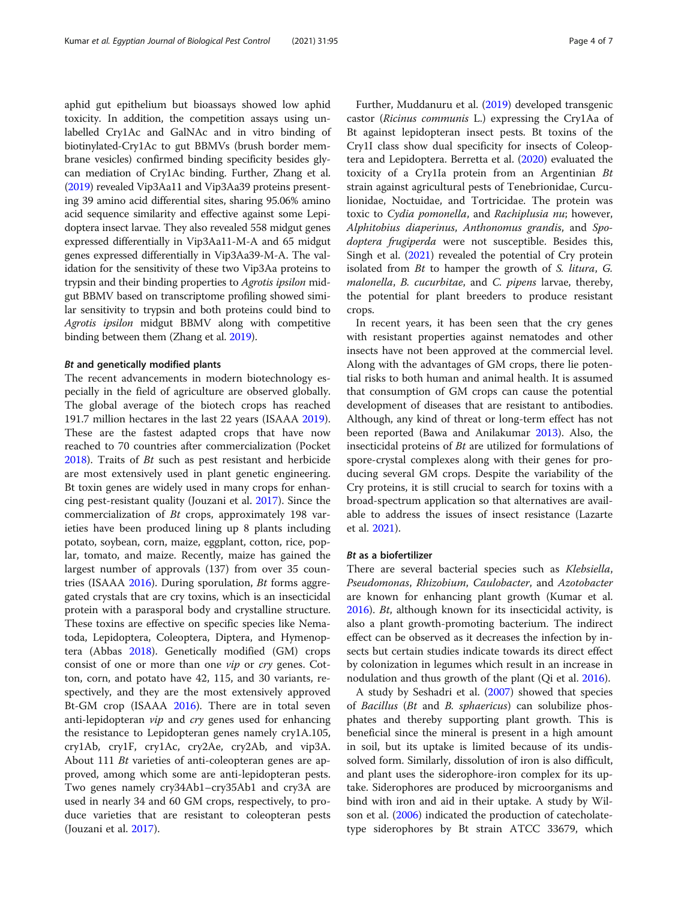aphid gut epithelium but bioassays showed low aphid toxicity. In addition, the competition assays using unlabelled Cry1Ac and GalNAc and in vitro binding of biotinylated-Cry1Ac to gut BBMVs (brush border membrane vesicles) confirmed binding specificity besides glycan mediation of Cry1Ac binding. Further, Zhang et al. (2019) revealed Vip3Aa11 and Vip3Aa39 proteins presenting 39 amino acid differential sites, sharing 95.06% amino acid sequence similarity and effective against some Lepidoptera insect larvae. They also revealed 558 midgut genes expressed differentially in Vip3Aa11-M-A and 65 midgut genes expressed differentially in Vip3Aa39-M-A. The validation for the sensitivity of these two Vip3Aa proteins to trypsin and their binding properties to *Agrotis ipsilon* midgut BBMV based on transcriptome profiling showed similar sensitivity to trypsin and both proteins could bind to *Agrotis ipsilon* midgut BBMV along with competitive binding between them (Zhang et al. 2019).

### *Bt* and genetically modified plants

The recent advancements in modern biotechnology especially in the field of agriculture are observed globally. The global average of the biotech crops has reached 191.7 million hectares in the last 22 years (ISAAA 2019). These are the fastest adapted crops that have now reached to 70 countries after commercialization (Pocket 2018). Traits of *Bt* such as pest resistant and herbicide are most extensively used in plant genetic engineering. Bt toxin genes are widely used in many crops for enhancing pest-resistant quality (Jouzani et al. 2017). Since the commercialization of *Bt* crops, approximately 198 varieties have been produced lining up 8 plants including potato, soybean, corn, maize, eggplant, cotton, rice, poplar, tomato, and maize. Recently, maize has gained the largest number of approvals (137) from over 35 countries (ISAAA 2016). During sporulation, *Bt* forms aggregated crystals that are cry toxins, which is an insecticidal protein with a parasporal body and crystalline structure. These toxins are effective on specific species like Nematoda, Lepidoptera, Coleoptera, Diptera, and Hymenoptera (Abbas 2018). Genetically modified (GM) crops consist of one or more than one *vip* or *cry* genes. Cotton, corn, and potato have 42, 115, and 30 variants, respectively, and they are the most extensively approved Bt-GM crop (ISAAA 2016). There are in total seven anti-lepidopteran *vip* and *cry* genes used for enhancing the resistance to Lepidopteran genes namely cry1A.105, cry1Ab, cry1F, cry1Ac, cry2Ae, cry2Ab, and vip3A. About 111 *Bt* varieties of anti-coleopteran genes are approved, among which some are anti-lepidopteran pests. Two genes namely cry34Ab1−cry35Ab1 and cry3A are used in nearly 34 and 60 GM crops, respectively, to produce varieties that are resistant to coleopteran pests (Jouzani et al. 2017).

Further, Muddanuru et al. (2019) developed transgenic castor (*Ricinus communis* L.) expressing the Cry1Aa of Bt against lepidopteran insect pests. Bt toxins of the Cry1I class show dual specificity for insects of Coleoptera and Lepidoptera. Berretta et al. (2020) evaluated the toxicity of a Cry1Ia protein from an Argentinian *Bt* strain against agricultural pests of Tenebrionidae, Curculionidae, Noctuidae, and Tortricidae. The protein was toxic to *Cydia pomonella*, and *Rachiplusia nu*; however, *Alphitobius diaperinus*, *Anthonomus grandis*, and *Spodoptera frugiperda* were not susceptible. Besides this, Singh et al. (2021) revealed the potential of Cry protein isolated from *Bt* to hamper the growth of *S. litura*, *G. malonella*, *B. cucurbitae*, and *C. pipens* larvae, thereby, the potential for plant breeders to produce resistant crops.

In recent years, it has been seen that the cry genes with resistant properties against nematodes and other insects have not been approved at the commercial level. Along with the advantages of GM crops, there lie potential risks to both human and animal health. It is assumed that consumption of GM crops can cause the potential development of diseases that are resistant to antibodies. Although, any kind of threat or long-term effect has not been reported (Bawa and Anilakumar 2013). Also, the insecticidal proteins of *Bt* are utilized for formulations of spore-crystal complexes along with their genes for producing several GM crops. Despite the variability of the Cry proteins, it is still crucial to search for toxins with a broad-spectrum application so that alternatives are available to address the issues of insect resistance (Lazarte et al. 2021).

### *Bt* as a biofertilizer

There are several bacterial species such as *Klebsiella*, *Pseudomonas*, *Rhizobium*, *Caulobacter*, and *Azotobacter* are known for enhancing plant growth (Kumar et al. 2016). *Bt*, although known for its insecticidal activity, is also a plant growth-promoting bacterium. The indirect effect can be observed as it decreases the infection by insects but certain studies indicate towards its direct effect by colonization in legumes which result in an increase in nodulation and thus growth of the plant (Qi et al. 2016).

A study by Seshadri et al. (2007) showed that species of *Bacillus* (*Bt* and *B. sphaericus*) can solubilize phosphates and thereby supporting plant growth. This is beneficial since the mineral is present in a high amount in soil, but its uptake is limited because of its undissolved form. Similarly, dissolution of iron is also difficult, and plant uses the siderophore-iron complex for its uptake. Siderophores are produced by microorganisms and bind with iron and aid in their uptake. A study by Wilson et al. (2006) indicated the production of catecholate-type siderophores by Bt strain ATCC 33679, which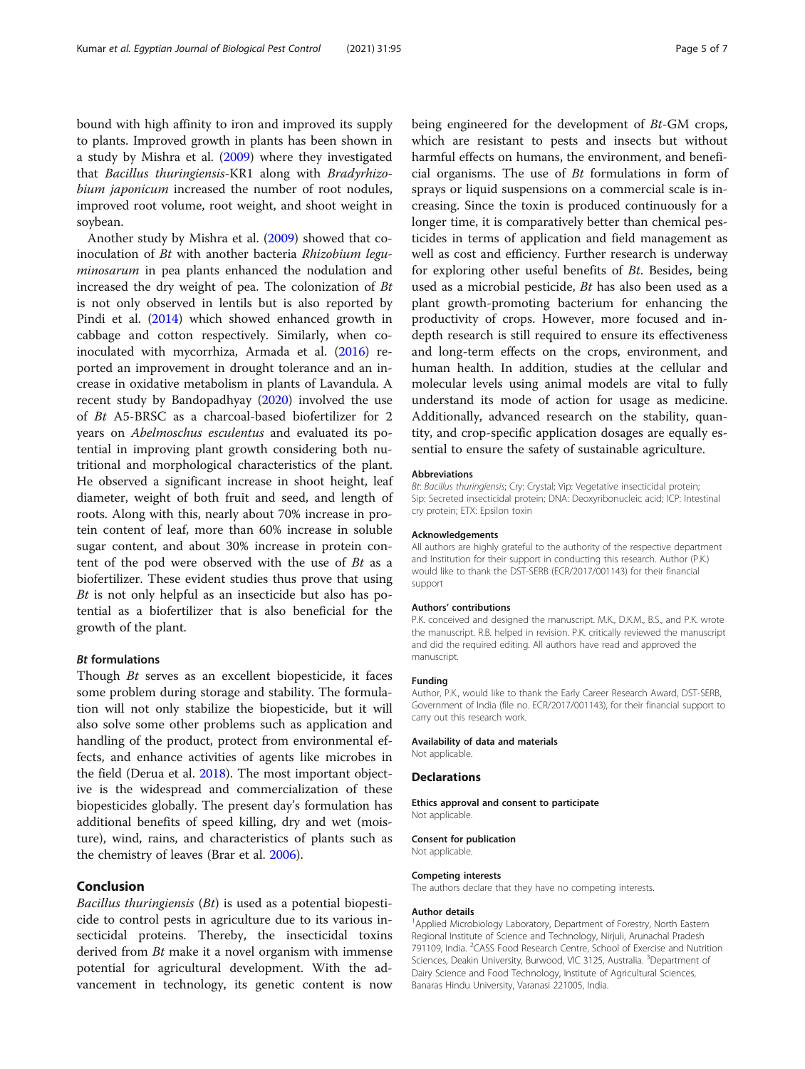bound with high affinity to iron and improved its supply to plants. Improved growth in plants has been shown in a study by Mishra et al. (2009) where they investigated that *Bacillus thuringiensis*-KR1 along with *Bradyrhizobium japonicum* increased the number of root nodules, improved root volume, root weight, and shoot weight in soybean.

Another study by Mishra et al. (2009) showed that co-inoculation of *Bt* with another bacteria *Rhizobium leguminosarum* in pea plants enhanced the nodulation and increased the dry weight of pea. The colonization of *Bt* is not only observed in lentils but is also reported by Pindi et al. (2014) which showed enhanced growth in cabbage and cotton respectively. Similarly, when co-inoculated with mycorrhiza, Armada et al. (2016) reported an improvement in drought tolerance and an increase in oxidative metabolism in plants of Lavandula. A recent study by Bandopadhyay (2020) involved the use of *Bt* A5-BRSC as a charcoal-based biofertilizer for 2 years on *Abelmoschus esculentus* and evaluated its potential in improving plant growth considering both nutritional and morphological characteristics of the plant. He observed a significant increase in shoot height, leaf diameter, weight of both fruit and seed, and length of roots. Along with this, nearly about 70% increase in protein content of leaf, more than 60% increase in soluble sugar content, and about 30% increase in protein content of the pod were observed with the use of *Bt* as a biofertilizer. These evident studies thus prove that using *Bt* is not only helpful as an insecticide but also has potential as a biofertilizer that is also beneficial for the growth of the plant.

### *Bt* formulations

Though *Bt* serves as an excellent biopesticide, it faces some problem during storage and stability. The formulation will not only stabilize the biopesticide, but it will also solve some other problems such as application and handling of the product, protect from environmental effects, and enhance activities of agents like microbes in the field (Derua et al. 2018). The most important objective is the widespread and commercialization of these biopesticides globally. The present day's formulation has additional benefits of speed killing, dry and wet (moisture), wind, rains, and characteristics of plants such as the chemistry of leaves (Brar et al. 2006).

## Conclusion

*Bacillus thuringiensis* (*Bt*) is used as a potential biopesticide to control pests in agriculture due to its various insecticidal proteins. Thereby, the insecticidal toxins derived from *Bt* make it a novel organism with immense potential for agricultural development. With the advancement in technology, its genetic content is now being engineered for the development of *Bt*-GM crops, which are resistant to pests and insects but without harmful effects on humans, the environment, and beneficial organisms. The use of *Bt* formulations in form of sprays or liquid suspensions on a commercial scale is increasing. Since the toxin is produced continuously for a longer time, it is comparatively better than chemical pesticides in terms of application and field management as well as cost and efficiency. Further research is underway for exploring other useful benefits of *Bt*. Besides, being used as a microbial pesticide, *Bt* has also been used as a plant growth-promoting bacterium for enhancing the productivity of crops. However, more focused and in-depth research is still required to ensure its effectiveness and long-term effects on the crops, environment, and human health. In addition, studies at the cellular and molecular levels using animal models are vital to fully understand its mode of action for usage as medicine. Additionally, advanced research on the stability, quantity, and crop-specific application dosages are equally essential to ensure the safety of sustainable agriculture.

#### Abbreviations

*Bt*: *Bacillus thuringiensis*; Cry: Crystal; Vip: Vegetative insecticidal protein; Sip: Secreted insecticidal protein; DNA: Deoxyribonucleic acid; ICP: Intestinal cry protein; ETX: Epsilon toxin

#### Acknowledgements

All authors are highly grateful to the authority of the respective department and Institution for their support in conducting this research. Author (P.K.) would like to thank the DST-SERB (ECR/2017/001143) for their financial support

#### Authors' contributions

P.K. conceived and designed the manuscript. M.K., D.K.M., B.S., and P.K. wrote the manuscript. R.B. helped in revision. P.K. critically reviewed the manuscript and did the required editing. All authors have read and approved the manuscript.

#### Funding

Author, P.K., would like to thank the Early Career Research Award, DST-SERB, Government of India (file no. ECR/2017/001143), for their financial support to carry out this research work.

#### Availability of data and materials

Not applicable.

## Declarations

#### Ethics approval and consent to participate

Not applicable.

#### Consent for publication

Not applicable.

#### Competing interests

The authors declare that they have no competing interests.

#### Author details

[1]Applied Microbiology Laboratory, Department of Forestry, North Eastern Regional Institute of Science and Technology, Nirjuli, Arunachal Pradesh 791109, India. [2]CASS Food Research Centre, School of Exercise and Nutrition Sciences, Deakin University, Burwood, VIC 3125, Australia. [3]Department of Dairy Science and Food Technology, Institute of Agricultural Sciences, Banaras Hindu University, Varanasi 221005, India.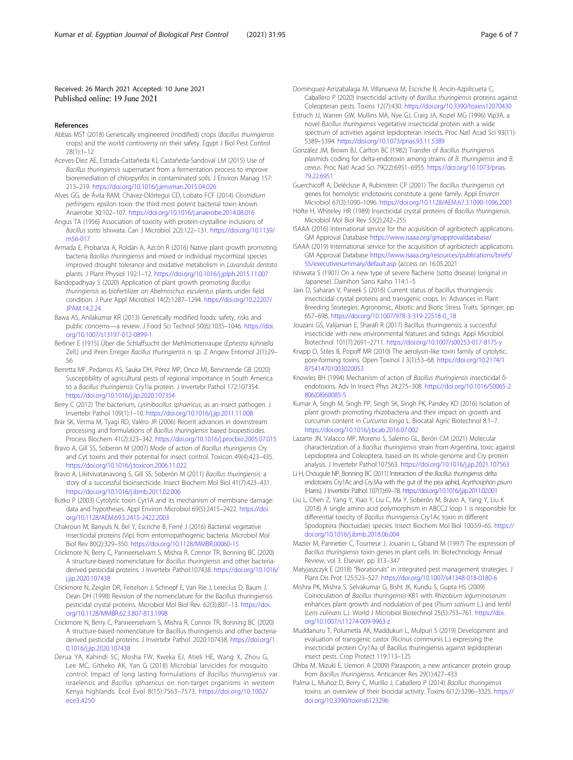Received: 26 March 2021 Accepted: 10 June 2021
Published online: 19 June 2021

## References

Abbas MST (2018) Genetically engineered (modified) crops (*Bacillus thuringiensis* crops) and the world controversy on their safety. Egypt J Biol Pest Control 28(1):1–12

Aceves-Diez AE, Estrada-Castañeda KJ, Castañeda-Sandoval LM (2015) Use of *Bacillus thuringiensis* supernatant from a fermentation process to improve bioremediation of chlorpyrifos in contaminated soils. J Environ Manag 157: 213–219. https://doi.org/10.1016/j.jenvman.2015.04.026

Alves GG, de Ávila RAM, Chávez-Olórtegui CD, Lobato FCF (2014) *Clostridium perfringens* epsilon toxin: the third most potent bacterial toxin known. Anaerobe 30:102–107. https://doi.org/10.1016/j.anaerobe.2014.08.016

Angus TA (1956) Association of toxicity with protein-crystalline inclusions of *Bacillus sotto* Ishiwata. Can J Microbiol 2(2):122–131. https://doi.org/10.1139/m56-017

Armada E, Probanza A, Roldán A, Azcón R (2016) Native plant growth promoting bacteria *Bacillus thuringiensis* and mixed or individual mycorrhizal species improved drought tolerance and oxidative metabolism in *Lavandula dentata* plants. J Plant Physiol 192:1–12. https://doi.org/10.1016/j.jplph.2015.11.007

Bandopadhyay S (2020) Application of plant growth promoting *Bacillus thuringiensis* as biofertilizer on *Abelmoschus esculentus* plants under field condition. J Pure Appl Microbiol 14(2):1287–1294. https://doi.org/10.22207/JPAM.14.2.24

Bawa AS, Anilakumar KR (2013) Genetically modified foods: safety, risks and public concerns—a review. J Food Sci Technol 50(6):1035–1046. https://doi.org/10.1007/s13197-012-0899-1

Berliner E (1915) Über die Schlaffsucht der Mehlmottenraupe (*Ephestia kühniella* Zell.) und ihren Erreger *Bacillus thuringiensis* n. sp. Z Angew Entomol 2(1):29–56

Berretta MF, Pedarros AS, Sauka DH, Pérez MP, Onco MI, Benintende GB (2020) Susceptibility of agricultural pests of regional importance in South America to a *Bacillus thuringiensis* Cry1Ia protein. J Invertebr Pathol 172:107354. https://doi.org/10.1016/j.jip.2020.107354

Berry C (2012) The bacterium, *Lysinibacillus sphaericus*, as an insect pathogen. J Invertebr Pathol 109(1):1–10. https://doi.org/10.1016/j.jip.2011.11.008

Brar SK, Verma M, Tyagi RD, Valéro JR (2006) Recent advances in downstream processing and formulations of *Bacillus thuringiensis* based biopesticides. Process Biochem 41(2):323–342. https://doi.org/10.1016/j.procbio.2005.07.015

Bravo A, Gill SS, Soberon M (2007) Mode of action of *Bacillus thuringiensis* Cry and Cyt toxins and their potential for insect control. Toxicon 49(4):423–435. https://doi.org/10.1016/j.toxicon.2006.11.022

Bravo A, Likitvivatanavong S, Gill SS, Soberón M (2011) *Bacillus thuringiensis*: a story of a successful bioinsecticide. Insect Biochem Mol Biol 41(7):423–431. https://doi.org/10.1016/j.ibmb.2011.02.006

Butko P (2003) Cytolytic toxin Cyt1A and its mechanism of membrane damage: data and hypotheses. Appl Environ Microbiol 69(5):2415–2422. https://doi.org/10.1128/AEM.69.5.2415-2422.2003

Chakroun M, Banyuls N, Bel Y, Escriche B, Ferré J (2016) Bacterial vegetative insecticidal proteins (Vip) from entomopathogenic bacteria. Microbiol Mol Biol Rev 80(2):329–350. https://doi.org/10.1128/MMBR.00060-15

Crickmore N, Berry C, Panneerselvam S, Mishra R, Connor TR, Bonning BC (2020) A structure-based nomenclature for *Bacillus thuringiensis* and other bacteria-derived pesticidal proteins. J Invertebr Pathol:107438. https://doi.org/10.1016/j.jip.2020.107438

Crickmore N, Zeigler DR, Feitelson J, Schnepf E, Van Rie J, Lereclus D, Baum J, Dean DH (1998) Revision of the nomenclature for the Bacillus thuringiensis pesticidal crystal proteins. Microbiol Mol Biol Rev. 62(3):807–13. https://doi.org/10.1128/MMBR.62.3.807-813.1998

Crickmore N, Berry C, Panneerselvam S, Mishra R, Connor TR, Bonning BC (2020) A structure-based nomenclature for Bacillus thuringiensis and other bacteria-derived pesticidal proteins. J Invertebr Pathol. 2020:107438. https://doi.org/10.1016/j.jip.2020.107438

Derua YA, Kahindi SC, Mosha FW, Kweka EJ, Atieli HE, Wang X, Zhou G, Lee MC, Githeko AK, Yan G (2018) Microbial larvicides for mosquito control: Impact of long lasting formulations of *Bacillus thuringiensis* var. israelensis and *Bacillus sphaericus* on non-target organisms in western Kenya highlands. Ecol Evol 8(15):7563–7573. https://doi.org/10.1002/ece3.4250

Domínguez-Arrizabalaga M, Villanueva M, Escriche B, Ancín-Azpilicueta C, Caballero P (2020) Insecticidal activity of *Bacillus thuringiensis* proteins against Coleopteran pests. Toxins 12(7):430. https://doi.org/10.3390/toxins12070430

Estruch JJ, Warren GW, Mullins MA, Nye GJ, Craig JA, Koziel MG (1996) Vip3A, a novel *Bacillus thuringiensis* vegetative insecticidal protein with a wide spectrum of activities against lepidopteran insects. Proc Natl Acad Sci 93(11): 5389–5394. https://doi.org/10.1073/pnas.93.11.5389

González JM, Brown BJ, Carlton BC (1982) Transfer of *Bacillus thuringiensis* plasmids coding for delta-endotoxin among strains of *B. thuringiensis* and *B. cereus*. Proc Natl Acad Sci 79(22):6951–6955. https://doi.org/10.1073/pnas.79.22.6951

Guerchicoff A, Delécluse A, Rubinstein CP (2001) The *Bacillus thuringiensis* cyt genes for hemolytic endotoxins constitute a gene family. Appl Environ Microbiol 67(3):1090–1096. https://doi.org/10.1128/AEM.67.3.1090-1096.2001

Höfte H, Whiteley HR (1989) Insecticidal crystal proteins of *Bacillus thuringiensis*. Microbiol Mol Biol Rev 53(2):242–255

ISAAA (2016) International service for the acquisition of agribiotech applications. GM Approval Database https://www.isaaa.org/gmapprovaldatabase/

ISAAA (2019) International service for the acquisition of agribiotech applications. GM Approval Database https://www.isaaa.org/resources/publications/briefs/55/executivesummary/default.asp [access on 16.05.2021

Ishiwata S (1901) On a new type of severe flacherie (sotto disease) (original in Japanese). Dainihon Sansi Kaiho 114:1–5

Jain D, Saharan V, Pareek S (2016) Current status of bacillus thuringiensis: insecticidal crystal proteins and transgenic crops. In: Advances in Plant Breeding Strategies: Agronomic, Abiotic and Biotic Stress Traits. Springer, pp 657–698. https://doi.org/10.1007/978-3-319-22518-0_18

Jouzani GS, Valijanian E, Sharafi R (2017) Bacillus thuringiensis: a successful insecticide with new environmental features and tidings. Appl Microbiol Biotechnol 101(7):2691–2711. https://doi.org/10.1007/s00253-017-8175-y

Knapp O, Stiles B, Popoff MR (2010) The aerolysin-like toxin family of cytolytic, pore-forming toxins. Open Toxinol J 3(1):53–68. https://doi.org/10.2174/1875414701003020053

Knowles BH (1994) Mechanism of action of *Bacillus thuringiensis* insecticidal δ-endotoxins. Adv In Insect Phys 24:275–308. https://doi.org/10.1016/S0065-2806(08)60085-5

Kumar A, Singh M, Singh PP, Singh SK, Singh PK, Pandey KD (2016) Isolation of plant growth promoting rhizobacteria and their impact on growth and curcumin content in *Curcuma longa* L. Biocatal Agric Biotechnol 8:1–7. https://doi.org/10.1016/j.bcab.2016.07.002

Lazarte JN, Valacco MP, Moreno S, Salerno GL, Berón CM (2021) Molecular characterization of a *Bacillus thuringiensis* strain from Argentina, toxic against Lepidoptera and Coleoptera, based on its whole-genome and Cry protein analysis. J Invertebr Pathol:107563. https://doi.org/10.1016/j.jip.2021.107563

Li H, Chougule NP, Bonning BC (2011) Interaction of the *Bacillus thuringiensis* delta endotoxins Cry1Ac and Cry3Aa with the gut of the pea aphid, *Acyrthosiphon pisum* (Harris). J Invertebr Pathol 107(1):69–78. https://doi.org/10.1016/j.jip.2011.02.001

Liu L, Chen Z, Yang Y, Xiao Y, Liu C, Ma Y, Soberón M, Bravo A, Yang Y, Liu K (2018) A single amino acid polymorphism in ABCC2 loop 1 is responsible for differential toxicity of *Bacillus thuringiensis* Cry1Ac toxin in different Spodoptera (Noctuidae) species. Insect Biochem Mol Biol 100:59–65. https://doi.org/10.1016/j.ibmb.2018.06.004

Mazier M, Pannetier C, Tourneur J, Jouanin L, Giband M (1997) The expression of *Bacillus thuringiensis* toxin genes in plant cells. In: Biotechnology Annual Review, vol 3. Elsevier, pp 313–347

Matyjaszczyk E (2018) "Biorationals" in integrated pest management strategies. J Plant Dis Prot 125:523–527. https://doi.org/10.1007/s41348-018-0180-6

Mishra PK, Mishra S, Selvakumar G, Bisht JK, Kundu S, Gupta HS (2009) Coinoculation of *Bacillus thuringeinsis*-KR1 with *Rhizobium leguminosarum* enhances plant growth and nodulation of pea (*Pisum sativum* L.) and lentil (*Lens culinaris* L.). World J Microbiol Biotechnol 25(5):753–761. https://doi.org/10.1007/s11274-009-9963-z

Muddanuru T, Polumetla AK, Maddukuri L, Mulpuri S (2019) Development and evaluation of transgenic castor (Ricinus communis L.) expressing the insecticidal protein Cry1Aa of Bacillus thuringiensis against lepidopteran insect pests. Crop Protect 119:113–125

Ohba M, Mizuki E, Uemori A (2009) Parasporin, a new anticancer protein group from *Bacillus thuringiensis*. Anticancer Res 29(1):427–433

Palma L, Muñoz D, Berry C, Murillo J, Caballero P (2014) *Bacillus thuringiensis* toxins: an overview of their biocidal activity. Toxins 6(12):3296–3325. https://doi.org/10.3390/toxins6123296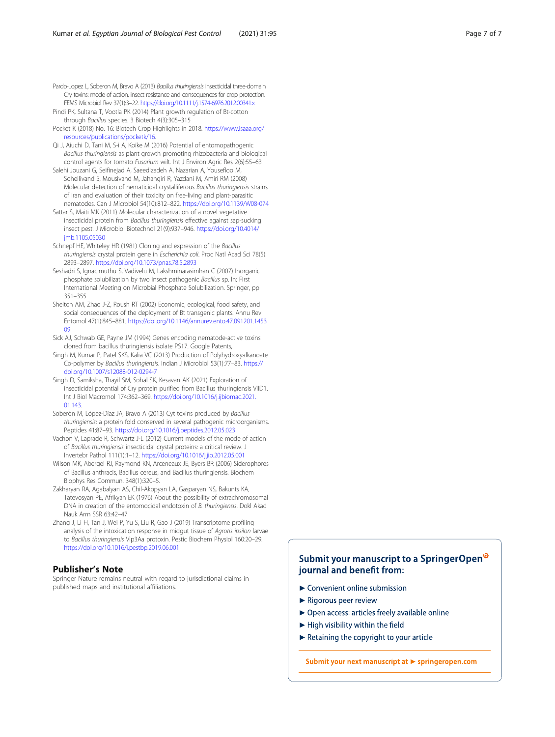Pardo-Lopez L, Soberon M, Bravo A (2013) *Bacillus thuringiensis* insecticidal three-domain Cry toxins: mode of action, insect resistance and consequences for crop protection. FEMS Microbiol Rev 37(1):3–22. https://doi.org/10.1111/j.1574-6976.2012.00341.x

Pindi PK, Sultana T, Vootla PK (2014) Plant growth regulation of Bt-cotton through *Bacillus* species. 3 Biotech 4(3):305–315

Pocket K (2018) No. 16: Biotech Crop Highlights in 2018. https://www.isaaa.org/resources/publications/pocketk/16.

Qi J, Aiuchi D, Tani M, S-i A, Koike M (2016) Potential of entomopathogenic *Bacillus thuringiensis* as plant growth promoting rhizobacteria and biological control agents for tomato *Fusarium* wilt. Int J Environ Agric Res 2(6):55–63

Salehi Jouzani G, Seifinejad A, Saeedizadeh A, Nazarian A, Yousefloo M, Soheilivand S, Mousivand M, Jahangiri R, Yazdani M, Amiri RM (2008) Molecular detection of nematicidal crystalliferous *Bacillus thuringiensis* strains of Iran and evaluation of their toxicity on free-living and plant-parasitic nematodes. Can J Microbiol 54(10):812–822. https://doi.org/10.1139/W08-074

Sattar S, Maiti MK (2011) Molecular characterization of a novel vegetative insecticidal protein from *Bacillus thuringiensis* effective against sap-sucking insect pest. J Microbiol Biotechnol 21(9):937–946. https://doi.org/10.4014/jmb.1105.05030

Schnepf HE, Whiteley HR (1981) Cloning and expression of the *Bacillus thuringiensis* crystal protein gene in *Escherichia coli*. Proc Natl Acad Sci 78(5):2893–2897. https://doi.org/10.1073/pnas.78.5.2893

Seshadri S, Ignacimuthu S, Vadivelu M, Lakshminarasimhan C (2007) Inorganic phosphate solubilization by two insect pathogenic *Bacillus* sp. In: First International Meeting on Microbial Phosphate Solubilization. Springer, pp 351–355

Shelton AM, Zhao J-Z, Roush RT (2002) Economic, ecological, food safety, and social consequences of the deployment of Bt transgenic plants. Annu Rev Entomol 47(1):845–881. https://doi.org/10.1146/annurev.ento.47.091201.145309

Sick AJ, Schwab GE, Payne JM (1994) Genes encoding nematode-active toxins cloned from bacillus thuringiensis isolate PS17. Google Patents,

Singh M, Kumar P, Patel SKS, Kalia VC (2013) Production of Polyhydroxyalkanoate Co-polymer by *Bacillus thuringiensis*. Indian J Microbiol 53(1):77–83. https://doi.org/10.1007/s12088-012-0294-7

Singh D, Samiksha, Thayil SM, Sohal SK, Kesavan AK (2021) Exploration of insecticidal potential of Cry protein purified from Bacillus thuringiensis VIID1. Int J Biol Macromol 174:362–369. https://doi.org/10.1016/j.ijbiomac.2021.01.143.

Soberón M, López-Díaz JA, Bravo A (2013) Cyt toxins produced by *Bacillus thuringiensis*: a protein fold conserved in several pathogenic microorganisms. Peptides 41:87–93. https://doi.org/10.1016/j.peptides.2012.05.023

Vachon V, Laprade R, Schwartz J-L (2012) Current models of the mode of action of *Bacillus thuringiensis* insecticidal crystal proteins: a critical review. J Invertebr Pathol 111(1):1–12. https://doi.org/10.1016/j.jip.2012.05.001

Wilson MK, Abergel RJ, Raymond KN, Arceneaux JE, Byers BR (2006) Siderophores of Bacillus anthracis, Bacillus cereus, and Bacillus thuringiensis. Biochem Biophys Res Commun. 348(1):320–5.

Zakharyan RA, Agabalyan AS, Chil-Akopyan LA, Gasparyan NS, Bakunts KA, Tatevosyan PE, Afrikyan EK (1976) About the possibility of extrachromosomal DNA in creation of the entomocidal endotoxin of *B. thuringiensis*. Dokl Akad Nauk Arm SSR 63:42–47

Zhang J, Li H, Tan J, Wei P, Yu S, Liu R, Gao J (2019) Transcriptome profiling analysis of the intoxication response in midgut tissue of *Agrotis ipsilon* larvae to *Bacillus thuringiensis* Vip3Aa protoxin. Pestic Biochem Physiol 160:20–29. https://doi.org/10.1016/j.pestbp.2019.06.001

## Publisher's Note

Springer Nature remains neutral with regard to jurisdictional claims in published maps and institutional affiliations.

**Submit your manuscript to a SpringerOpen journal and benefit from:**

- ► Convenient online submission
- ► Rigorous peer review
- ► Open access: articles freely available online
- ► High visibility within the field
- ► Retaining the copyright to your article

**Submit your next manuscript at ► springeropen.com**